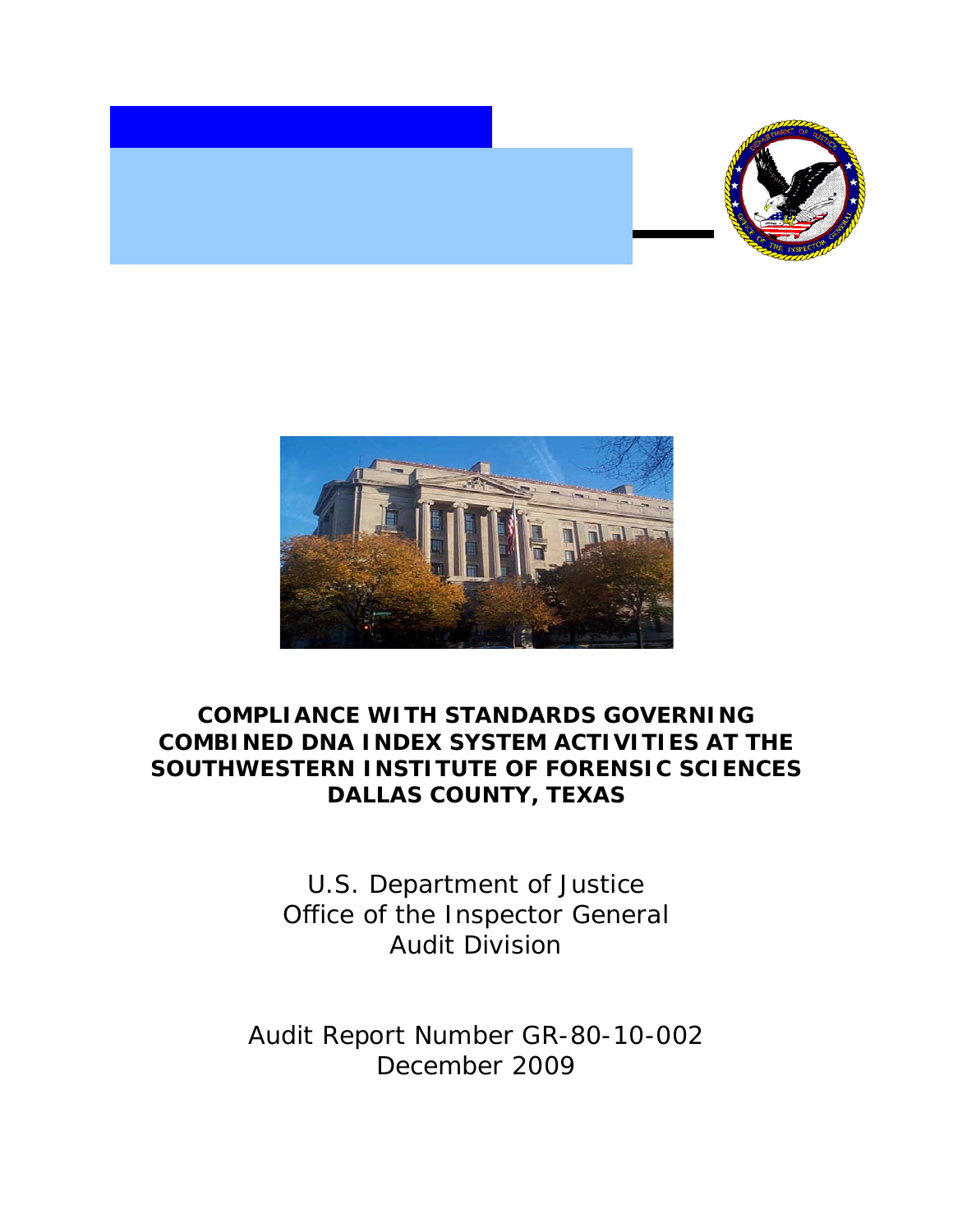# COMPLIANCE WITH STANDARDS GOVERNING COMBINED DNA INDEX SYSTEM ACTIVITIES AT THE SOUTHWESTERN INSTITUTE OF FORENSIC SCIENCES DALLAS COUNTY, TEXAS

U.S. Department of Justice
Office of the Inspector General
Audit Division

Audit Report Number GR-80-10-002
December 2009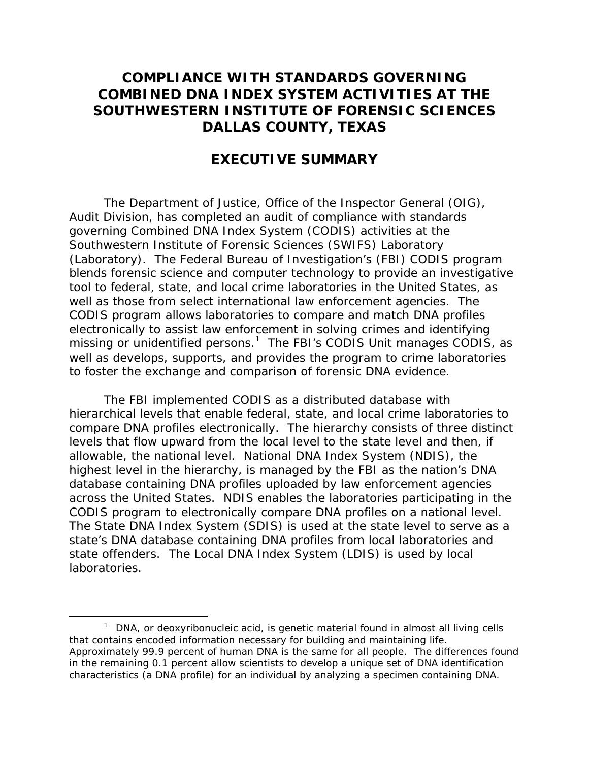# COMPLIANCE WITH STANDARDS GOVERNING COMBINED DNA INDEX SYSTEM ACTIVITIES AT THE SOUTHWESTERN INSTITUTE OF FORENSIC SCIENCES DALLAS COUNTY, TEXAS

## EXECUTIVE SUMMARY

The Department of Justice, Office of the Inspector General (OIG), Audit Division, has completed an audit of compliance with standards governing Combined DNA Index System (CODIS) activities at the Southwestern Institute of Forensic Sciences (SWIFS) Laboratory (Laboratory). The Federal Bureau of Investigation's (FBI) CODIS program blends forensic science and computer technology to provide an investigative tool to federal, state, and local crime laboratories in the United States, as well as those from select international law enforcement agencies. The CODIS program allows laboratories to compare and match DNA profiles electronically to assist law enforcement in solving crimes and identifying missing or unidentified persons.[1] The FBI's CODIS Unit manages CODIS, as well as develops, supports, and provides the program to crime laboratories to foster the exchange and comparison of forensic DNA evidence.

The FBI implemented CODIS as a distributed database with hierarchical levels that enable federal, state, and local crime laboratories to compare DNA profiles electronically. The hierarchy consists of three distinct levels that flow upward from the local level to the state level and then, if allowable, the national level. National DNA Index System (NDIS), the highest level in the hierarchy, is managed by the FBI as the nation's DNA database containing DNA profiles uploaded by law enforcement agencies across the United States. NDIS enables the laboratories participating in the CODIS program to electronically compare DNA profiles on a national level. The State DNA Index System (SDIS) is used at the state level to serve as a state's DNA database containing DNA profiles from local laboratories and state offenders. The Local DNA Index System (LDIS) is used by local laboratories.

[1] DNA, or deoxyribonucleic acid, is genetic material found in almost all living cells that contains encoded information necessary for building and maintaining life. Approximately 99.9 percent of human DNA is the same for all people. The differences found in the remaining 0.1 percent allow scientists to develop a unique set of DNA identification characteristics (a DNA profile) for an individual by analyzing a specimen containing DNA.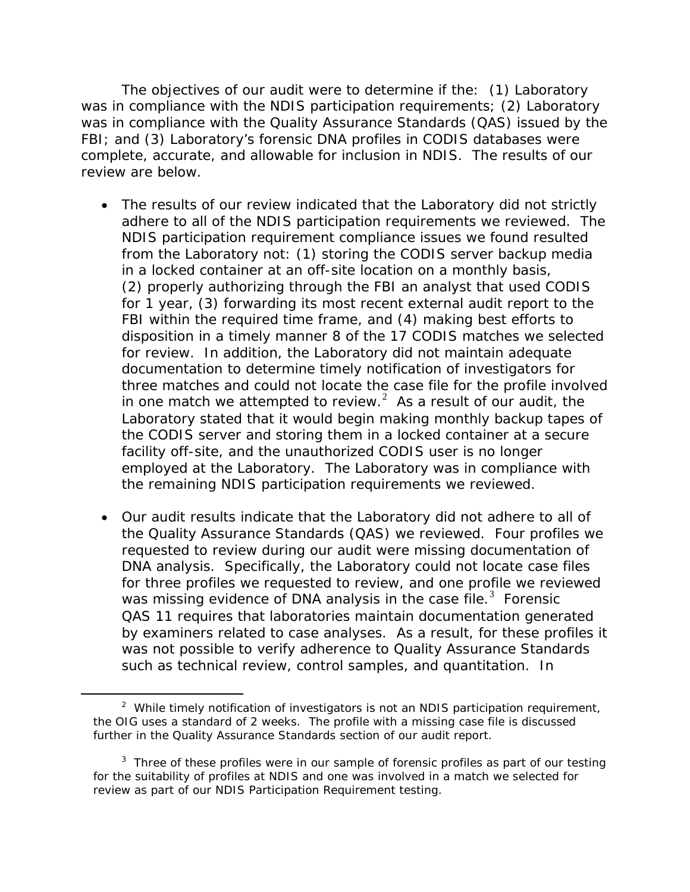The objectives of our audit were to determine if the: (1) Laboratory was in compliance with the NDIS participation requirements; (2) Laboratory was in compliance with the Quality Assurance Standards (QAS) issued by the FBI; and (3) Laboratory's forensic DNA profiles in CODIS databases were complete, accurate, and allowable for inclusion in NDIS. The results of our review are below.

- The results of our review indicated that the Laboratory did not strictly adhere to all of the NDIS participation requirements we reviewed. The NDIS participation requirement compliance issues we found resulted from the Laboratory not: (1) storing the CODIS server backup media in a locked container at an off-site location on a monthly basis, (2) properly authorizing through the FBI an analyst that used CODIS for 1 year, (3) forwarding its most recent external audit report to the FBI within the required time frame, and (4) making best efforts to disposition in a timely manner 8 of the 17 CODIS matches we selected for review. In addition, the Laboratory did not maintain adequate documentation to determine timely notification of investigators for three matches and could not locate the case file for the profile involved in one match we attempted to review.[2] As a result of our audit, the Laboratory stated that it would begin making monthly backup tapes of the CODIS server and storing them in a locked container at a secure facility off-site, and the unauthorized CODIS user is no longer employed at the Laboratory. The Laboratory was in compliance with the remaining NDIS participation requirements we reviewed.

- Our audit results indicate that the Laboratory did not adhere to all of the Quality Assurance Standards (QAS) we reviewed. Four profiles we requested to review during our audit were missing documentation of DNA analysis. Specifically, the Laboratory could not locate case files for three profiles we requested to review, and one profile we reviewed was missing evidence of DNA analysis in the case file.[3] Forensic QAS 11 requires that laboratories maintain documentation generated by examiners related to case analyses. As a result, for these profiles it was not possible to verify adherence to Quality Assurance Standards such as technical review, control samples, and quantitation. In

---

[2] While timely notification of investigators is not an NDIS participation requirement, the OIG uses a standard of 2 weeks. The profile with a missing case file is discussed further in the Quality Assurance Standards section of our audit report.

[3] Three of these profiles were in our sample of forensic profiles as part of our testing for the suitability of profiles at NDIS and one was involved in a match we selected for review as part of our NDIS Participation Requirement testing.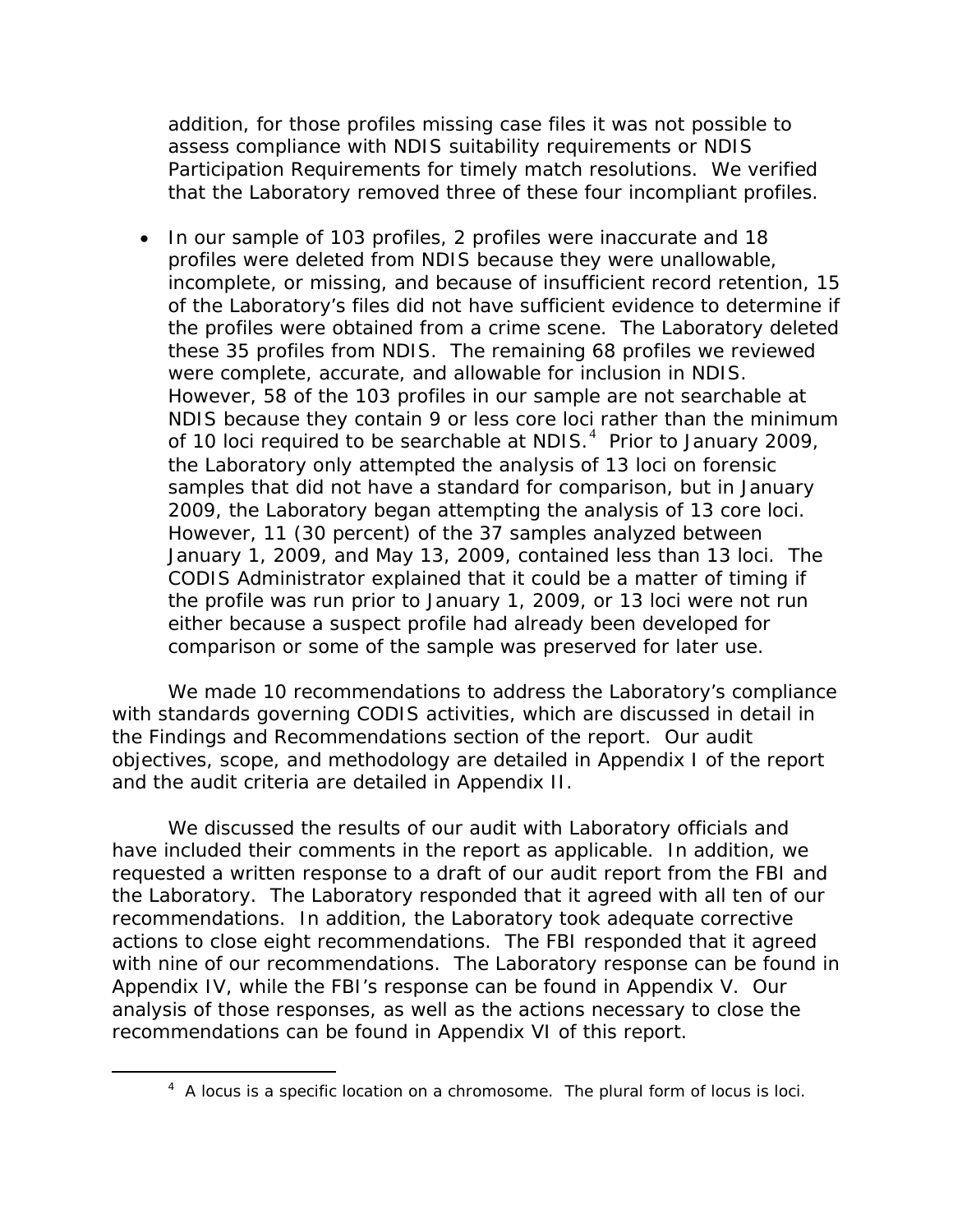addition, for those profiles missing case files it was not possible to assess compliance with NDIS suitability requirements or NDIS Participation Requirements for timely match resolutions. We verified that the Laboratory removed three of these four incompliant profiles.

- In our sample of 103 profiles, 2 profiles were inaccurate and 18 profiles were deleted from NDIS because they were unallowable, incomplete, or missing, and because of insufficient record retention, 15 of the Laboratory's files did not have sufficient evidence to determine if the profiles were obtained from a crime scene. The Laboratory deleted these 35 profiles from NDIS. The remaining 68 profiles we reviewed were complete, accurate, and allowable for inclusion in NDIS. However, 58 of the 103 profiles in our sample are not searchable at NDIS because they contain 9 or less core loci rather than the minimum of 10 loci required to be searchable at NDIS.[4] Prior to January 2009, the Laboratory only attempted the analysis of 13 loci on forensic samples that did not have a standard for comparison, but in January 2009, the Laboratory began attempting the analysis of 13 core loci. However, 11 (30 percent) of the 37 samples analyzed between January 1, 2009, and May 13, 2009, contained less than 13 loci. The CODIS Administrator explained that it could be a matter of timing if the profile was run prior to January 1, 2009, or 13 loci were not run either because a suspect profile had already been developed for comparison or some of the sample was preserved for later use.

We made 10 recommendations to address the Laboratory's compliance with standards governing CODIS activities, which are discussed in detail in the Findings and Recommendations section of the report. Our audit objectives, scope, and methodology are detailed in Appendix I of the report and the audit criteria are detailed in Appendix II.

We discussed the results of our audit with Laboratory officials and have included their comments in the report as applicable. In addition, we requested a written response to a draft of our audit report from the FBI and the Laboratory. The Laboratory responded that it agreed with all ten of our recommendations. In addition, the Laboratory took adequate corrective actions to close eight recommendations. The FBI responded that it agreed with nine of our recommendations. The Laboratory response can be found in Appendix IV, while the FBI's response can be found in Appendix V. Our analysis of those responses, as well as the actions necessary to close the recommendations can be found in Appendix VI of this report.

[4] A locus is a specific location on a chromosome. The plural form of locus is loci.